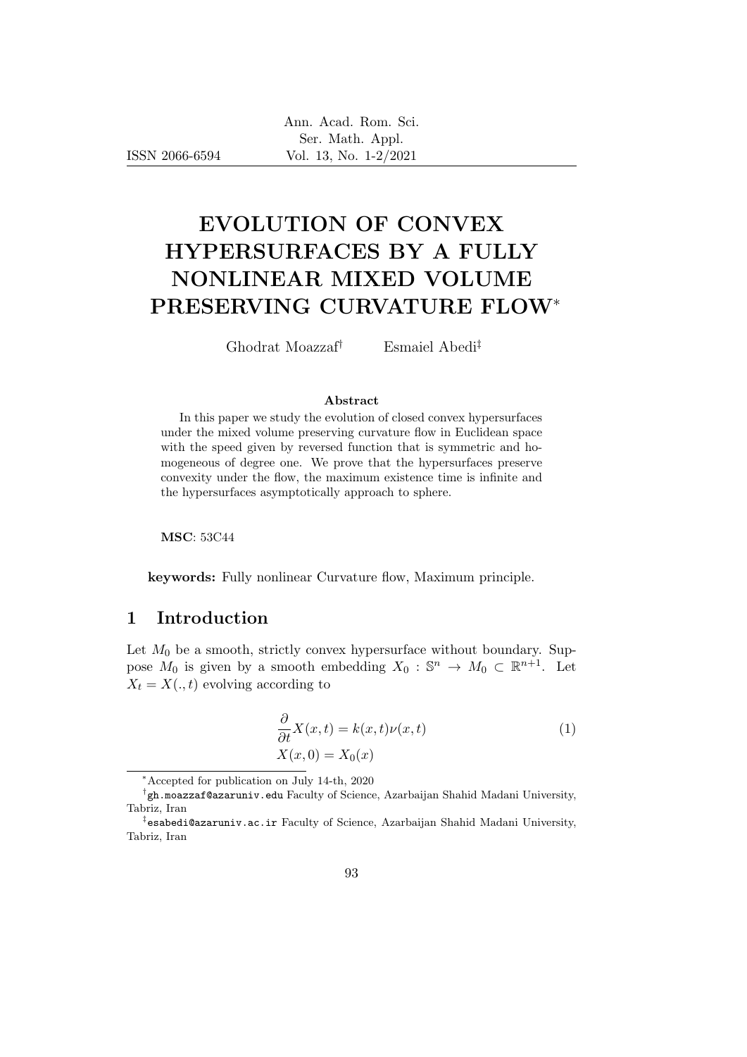# EVOLUTION OF CONVEX HYPERSURFACES BY A FULLY NONLINEAR MIXED VOLUME PRESERVING CURVATURE FLOW*

Ghodrat Moazzaf[†] Esmaiel Abedi[‡]

**Abstract**

In this paper we study the evolution of closed convex hypersurfaces under the mixed volume preserving curvature flow in Euclidean space with the speed given by reversed function that is symmetric and homogeneous of degree one. We prove that the hypersurfaces preserve convexity under the flow, the maximum existence time is infinite and the hypersurfaces asymptotically approach to sphere.

**MSC**: 53C44

**keywords:** Fully nonlinear Curvature flow, Maximum principle.

## 1 Introduction

Let $M_0$ be a smooth, strictly convex hypersurface without boundary. Suppose $M_0$ is given by a smooth embedding $X_0 : \mathbb{S}^n \to M_0 \subset \mathbb{R}^{n+1}$. Let $X_t = X(.,t)$ evolving according to

$$\frac{\partial}{\partial t}X(x,t) = k(x,t)\nu(x,t) \tag{1}$$
$$X(x,0) = X_0(x)$$

---

*Accepted for publication on July 14-th, 2020

[†] gh.moazzaf@azaruniv.edu Faculty of Science, Azarbaijan Shahid Madani University, Tabriz, Iran

[‡] esabedi@azaruniv.ac.ir Faculty of Science, Azarbaijan Shahid Madani University, Tabriz, Iran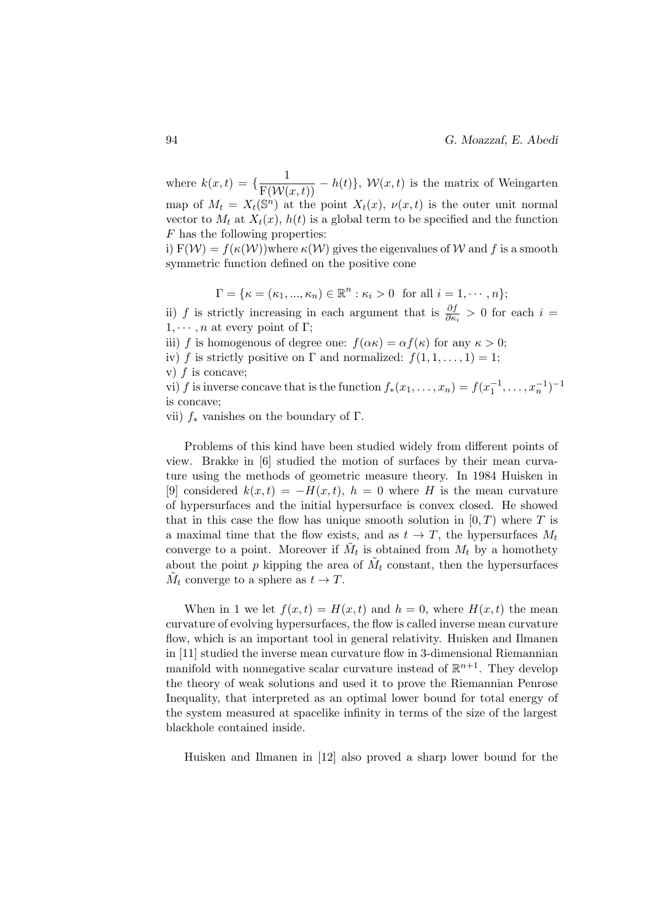where $k(x,t) = \{\dfrac{1}{\mathrm{F}(\mathcal{W}(x,t))} - h(t)\}$, $\mathcal{W}(x,t)$ is the matrix of Weingarten map of $M_t = X_t(\mathbb{S}^n)$ at the point $X_t(x)$, $\nu(x,t)$ is the outer unit normal vector to $M_t$ at $X_t(x)$, $h(t)$ is a global term to be specified and the function $F$ has the following properties:

i) $\mathrm{F}(\mathcal{W}) = f(\kappa(\mathcal{W}))$where $\kappa(\mathcal{W})$ gives the eigenvalues of $\mathcal{W}$ and $f$ is a smooth symmetric function defined on the positive cone

$$\Gamma = \{\kappa = (\kappa_1, ..., \kappa_n) \in \mathbb{R}^n : \kappa_i > 0 \text{ for all } i = 1, \cdots, n\};$$

ii) $f$ is strictly increasing in each argument that is $\frac{\partial f}{\partial \kappa_i} > 0$ for each $i = 1, \cdots, n$ at every point of $\Gamma$;

iii) $f$ is homogenous of degree one: $f(\alpha\kappa) = \alpha f(\kappa)$ for any $\kappa > 0$;

iv) $f$ is strictly positive on $\Gamma$ and normalized: $f(1, 1, \ldots, 1) = 1$;

v) $f$ is concave;

vi) $f$ is inverse concave that is the function $f_*(x_1, \ldots, x_n) = f(x_1^{-1}, \ldots, x_n^{-1})^{-1}$ is concave;

vii) $f_*$ vanishes on the boundary of $\Gamma$.

Problems of this kind have been studied widely from different points of view. Brakke in [6] studied the motion of surfaces by their mean curvature using the methods of geometric measure theory. In 1984 Huisken in [9] considered $k(x,t) = -H(x,t)$, $h = 0$ where $H$ is the mean curvature of hypersurfaces and the initial hypersurface is convex closed. He showed that in this case the flow has unique smooth solution in $[0, T)$ where $T$ is a maximal time that the flow exists, and as $t \to T$, the hypersurfaces $M_t$ converge to a point. Moreover if $\tilde{M}_t$ is obtained from $M_t$ by a homothety about the point $p$ kipping the area of $\tilde{M}_t$ constant, then the hypersurfaces $\tilde{M}_t$ converge to a sphere as $t \to T$.

When in 1 we let $f(x,t) = H(x,t)$ and $h = 0$, where $H(x,t)$ the mean curvature of evolving hypersurfaces, the flow is called inverse mean curvature flow, which is an important tool in general relativity. Huisken and Ilmanen in [11] studied the inverse mean curvature flow in 3-dimensional Riemannian manifold with nonnegative scalar curvature instead of $\mathbb{R}^{n+1}$. They develop the theory of weak solutions and used it to prove the Riemannian Penrose Inequality, that interpreted as an optimal lower bound for total energy of the system measured at spacelike infinity in terms of the size of the largest blackhole contained inside.

Huisken and Ilmanen in [12] also proved a sharp lower bound for the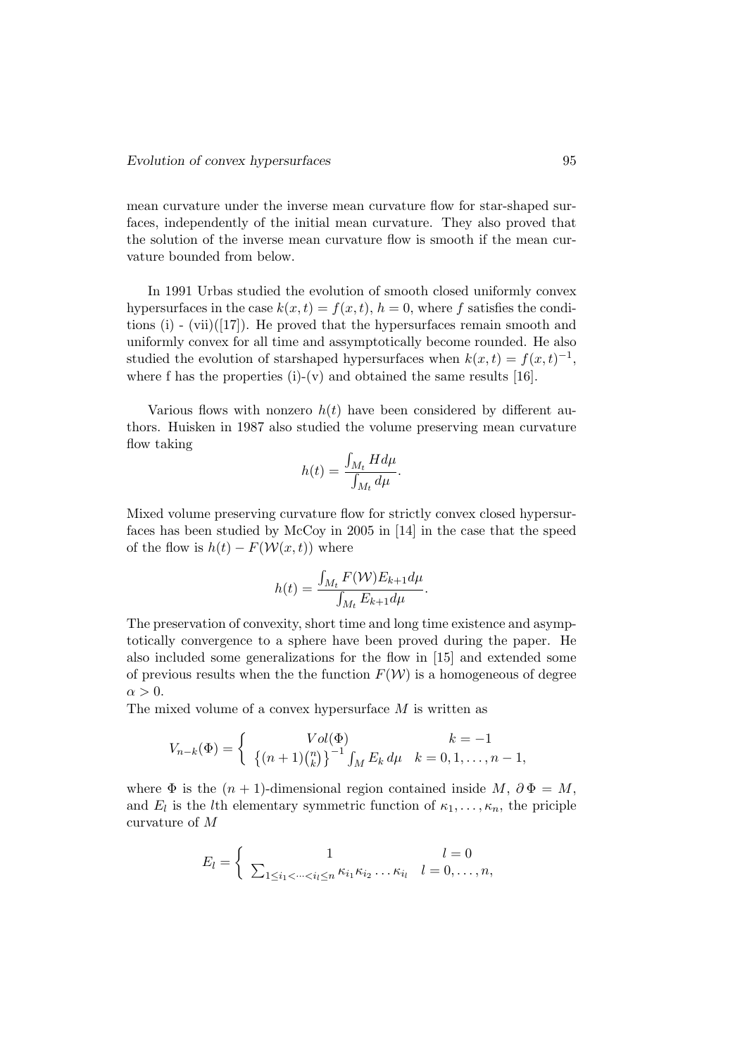mean curvature under the inverse mean curvature flow for star-shaped surfaces, independently of the initial mean curvature. They also proved that the solution of the inverse mean curvature flow is smooth if the mean curvature bounded from below.

In 1991 Urbas studied the evolution of smooth closed uniformly convex hypersurfaces in the case $k(x,t) = f(x,t)$, $h = 0$, where $f$ satisfies the conditions (i) - (vii)([17]). He proved that the hypersurfaces remain smooth and uniformly convex for all time and assymptotically become rounded. He also studied the evolution of starshaped hypersurfaces when $k(x,t) = f(x,t)^{-1}$, where f has the properties (i)-(v) and obtained the same results [16].

Various flows with nonzero $h(t)$ have been considered by different authors. Huisken in 1987 also studied the volume preserving mean curvature flow taking

$$h(t) = \frac{\int_{M_t} H d\mu}{\int_{M_t} d\mu}.$$

Mixed volume preserving curvature flow for strictly convex closed hypersurfaces has been studied by McCoy in 2005 in [14] in the case that the speed of the flow is $h(t) - F(\mathcal{W}(x,t))$ where

$$h(t) = \frac{\int_{M_t} F(\mathcal{W}) E_{k+1} d\mu}{\int_{M_t} E_{k+1} d\mu}.$$

The preservation of convexity, short time and long time existence and asymptotically convergence to a sphere have been proved during the paper. He also included some generalizations for the flow in [15] and extended some of previous results when the the function $F(\mathcal{W})$ is a homogeneous of degree $\alpha > 0$.
The mixed volume of a convex hypersurface $M$ is written as

$$V_{n-k}(\Phi) = \begin{cases} Vol(\Phi) & k = -1 \\ \left\{(n+1)\binom{n}{k}\right\}^{-1} \int_M E_k \, d\mu & k = 0, 1, \ldots, n-1, \end{cases}$$

where $\Phi$ is the $(n+1)$-dimensional region contained inside $M$, $\partial \Phi = M$, and $E_l$ is the $l$th elementary symmetric function of $\kappa_1, \ldots, \kappa_n$, the priciple curvature of $M$

$$E_l = \begin{cases} 1 & l = 0 \\ \sum_{1 \le i_1 < \cdots < i_l \le n} \kappa_{i_1} \kappa_{i_2} \ldots \kappa_{i_l} & l = 0, \ldots, n, \end{cases}$$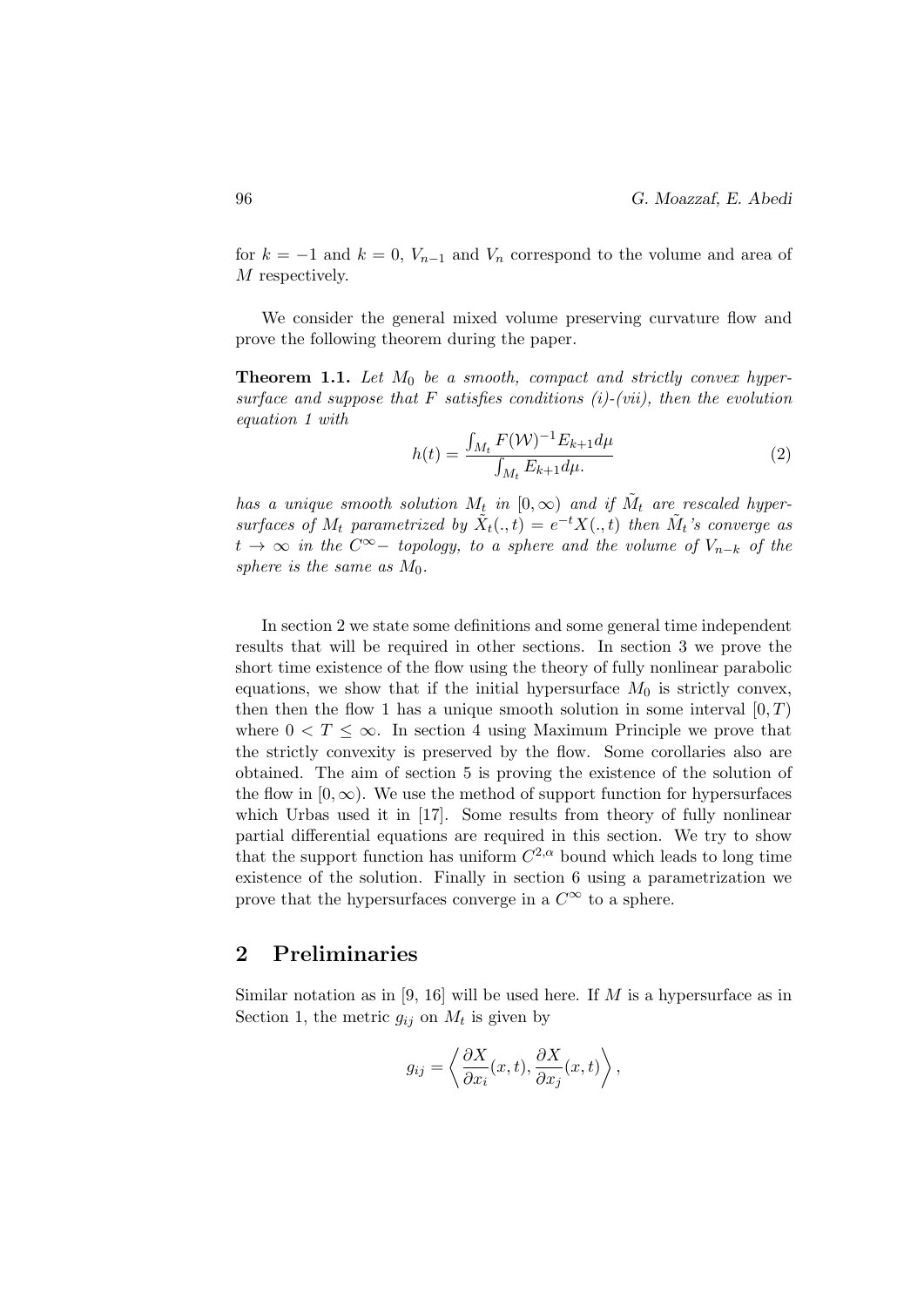for $k = -1$ and $k = 0$, $V_{n-1}$ and $V_n$ correspond to the volume and area of $M$ respectively.

We consider the general mixed volume preserving curvature flow and prove the following theorem during the paper.

**Theorem 1.1.** *Let $M_0$ be a smooth, compact and strictly convex hypersurface and suppose that $F$ satisfies conditions (i)-(vii), then the evolution equation 1 with*

$$h(t) = \frac{\int_{M_t} F(\mathcal{W})^{-1} E_{k+1} d\mu}{\int_{M_t} E_{k+1} d\mu.} \tag{2}$$

*has a unique smooth solution $M_t$ in $[0, \infty)$ and if $\tilde{M}_t$ are rescaled hypersurfaces of $M_t$ parametrized by $\tilde{X}_t(.,t) = e^{-t}X(.,t)$ then $\tilde{M}_t$'s converge as $t \to \infty$ in the $C^{\infty}-$ topology, to a sphere and the volume of $V_{n-k}$ of the sphere is the same as $M_0$.*

In section 2 we state some definitions and some general time independent results that will be required in other sections. In section 3 we prove the short time existence of the flow using the theory of fully nonlinear parabolic equations, we show that if the initial hypersurface $M_0$ is strictly convex, then then the flow 1 has a unique smooth solution in some interval $[0, T)$ where $0 < T \leq \infty$. In section 4 using Maximum Principle we prove that the strictly convexity is preserved by the flow. Some corollaries also are obtained. The aim of section 5 is proving the existence of the solution of the flow in $[0, \infty)$. We use the method of support function for hypersurfaces which Urbas used it in [17]. Some results from theory of fully nonlinear partial differential equations are required in this section. We try to show that the support function has uniform $C^{2,\alpha}$ bound which leads to long time existence of the solution. Finally in section 6 using a parametrization we prove that the hypersurfaces converge in a $C^{\infty}$ to a sphere.

## 2 Preliminaries

Similar notation as in [9, 16] will be used here. If $M$ is a hypersurface as in Section 1, the metric $g_{ij}$ on $M_t$ is given by

$$g_{ij} = \left\langle \frac{\partial X}{\partial x_i}(x,t), \frac{\partial X}{\partial x_j}(x,t) \right\rangle,$$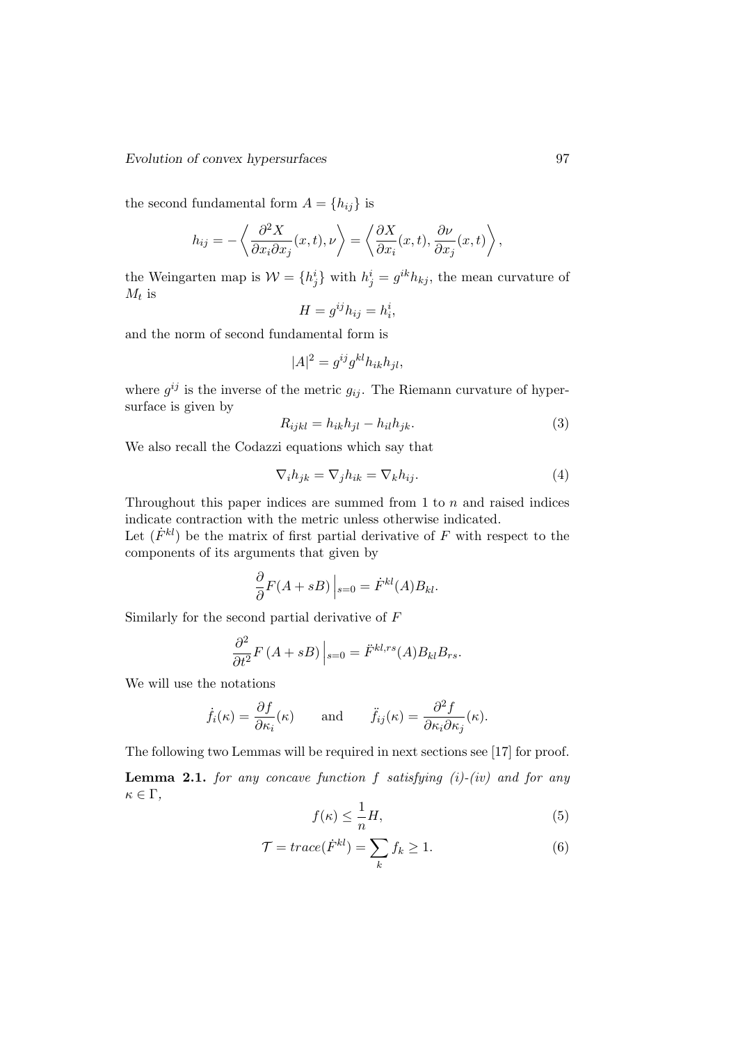the second fundamental form $A = \{h_{ij}\}$ is

$$h_{ij} = -\left\langle \frac{\partial^2 X}{\partial x_i \partial x_j}(x,t), \nu \right\rangle = \left\langle \frac{\partial X}{\partial x_i}(x,t), \frac{\partial \nu}{\partial x_j}(x,t) \right\rangle,$$

the Weingarten map is $\mathcal{W} = \{h^i_j\}$ with $h^i_j = g^{ik}h_{kj}$, the mean curvature of $M_t$ is

$$H = g^{ij}h_{ij} = h^i_i,$$

and the norm of second fundamental form is

$$|A|^2 = g^{ij}g^{kl}h_{ik}h_{jl},$$

where $g^{ij}$ is the inverse of the metric $g_{ij}$. The Riemann curvature of hypersurface is given by

$$R_{ijkl} = h_{ik}h_{jl} - h_{il}h_{jk}. \tag{3}$$

We also recall the Codazzi equations which say that

$$\nabla_i h_{jk} = \nabla_j h_{ik} = \nabla_k h_{ij}. \tag{4}$$

Throughout this paper indices are summed from 1 to $n$ and raised indices indicate contraction with the metric unless otherwise indicated.
Let $(\dot{F}^{kl})$ be the matrix of first partial derivative of $F$ with respect to the components of its arguments that given by

$$\frac{\partial}{\partial} F(A + sB)\Big|_{s=0} = \dot{F}^{kl}(A)B_{kl}.$$

Similarly for the second partial derivative of $F$

$$\frac{\partial^2}{\partial t^2} F\left(A + sB\right)\Big|_{s=0} = \ddot{F}^{kl,rs}(A)B_{kl}B_{rs}.$$

We will use the notations

$$\dot{f}_i(\kappa) = \frac{\partial f}{\partial \kappa_i}(\kappa) \qquad \text{and} \qquad \ddot{f}_{ij}(\kappa) = \frac{\partial^2 f}{\partial \kappa_i \partial \kappa_j}(\kappa).$$

The following two Lemmas will be required in next sections see [17] for proof.

**Lemma 2.1.** *for any concave function $f$ satisfying (i)-(iv) and for any $\kappa \in \Gamma$,*

$$f(\kappa) \leq \frac{1}{n}H, \tag{5}$$

$$\mathcal{T} = trace(\dot{F}^{kl}) = \sum_k f_k \geq 1. \tag{6}$$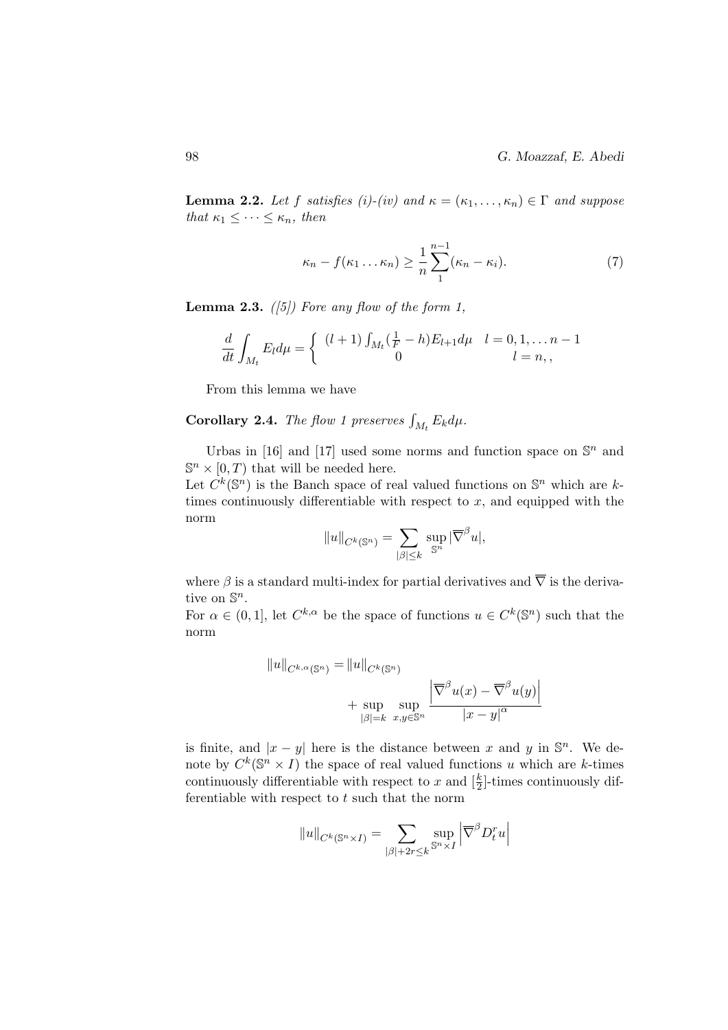**Lemma 2.2.** *Let $f$ satisfies (i)-(iv) and $\kappa = (\kappa_1, \dots, \kappa_n) \in \Gamma$ and suppose that $\kappa_1 \leq \dots \leq \kappa_n$, then*

$$\kappa_n - f(\kappa_1 \dots \kappa_n) \geq \frac{1}{n} \sum_{1}^{n-1} (\kappa_n - \kappa_i). \tag{7}$$

**Lemma 2.3.** *([5]) Fore any flow of the form 1,*

$$\frac{d}{dt} \int_{M_t} E_l d\mu = \begin{cases} (l+1) \int_{M_t} (\frac{1}{F} - h) E_{l+1} d\mu & l = 0, 1, \dots n-1 \\ 0 & l = n, , \end{cases}$$

From this lemma we have

**Corollary 2.4.** *The flow 1 preserves $\int_{M_t} E_k d\mu$.*

Urbas in [16] and [17] used some norms and function space on $\mathbb{S}^n$ and $\mathbb{S}^n \times [0, T)$ that will be needed here.
Let $C^k(\mathbb{S}^n)$ is the Banch space of real valued functions on $\mathbb{S}^n$ which are $k$-times continuously differentiable with respect to $x$, and equipped with the norm

$$\|u\|_{C^k(\mathbb{S}^n)} = \sum_{|\beta| \leq k} \sup_{\mathbb{S}^n} |\overline{\nabla}^\beta u|,$$

where $\beta$ is a standard multi-index for partial derivatives and $\overline{\nabla}$ is the derivative on $\mathbb{S}^n$.
For $\alpha \in (0, 1]$, let $C^{k,\alpha}$ be the space of functions $u \in C^k(\mathbb{S}^n)$ such that the norm

$$\|u\|_{C^{k,\alpha}(\mathbb{S}^n)} = \|u\|_{C^k(\mathbb{S}^n)} + \sup_{|\beta|=k} \sup_{x,y \in \mathbb{S}^n} \frac{\left|\overline{\nabla}^\beta u(x) - \overline{\nabla}^\beta u(y)\right|}{|x-y|^\alpha}$$

is finite, and $|x - y|$ here is the distance between $x$ and $y$ in $\mathbb{S}^n$. We denote by $C^k(\mathbb{S}^n \times I)$ the space of real valued functions $u$ which are $k$-times continuously differentiable with respect to $x$ and $[\frac{k}{2}]$-times continuously differentiable with respect to $t$ such that the norm

$$\|u\|_{C^k(\mathbb{S}^n \times I)} = \sum_{|\beta|+2r \leq k} \sup_{\mathbb{S}^n \times I} \left|\overline{\nabla}^\beta D_t^r u\right|$$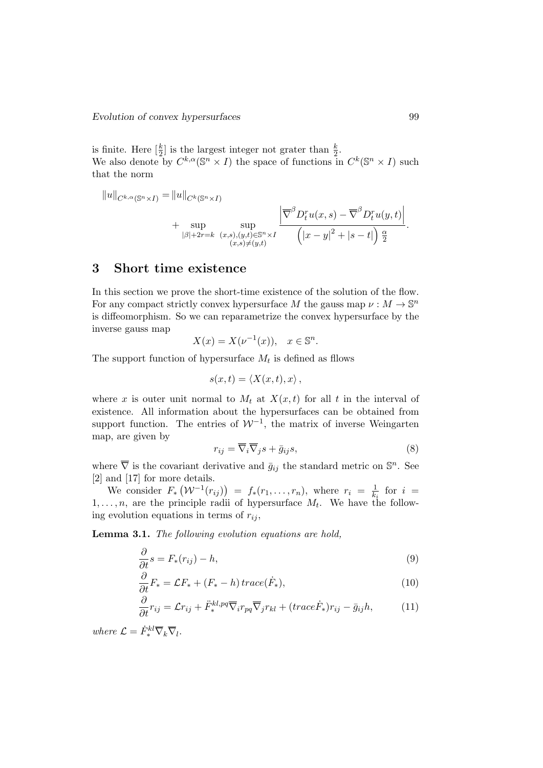is finite. Here $[\frac{k}{2}]$ is the largest integer not grater than $\frac{k}{2}$.
We also denote by $C^{k,\alpha}(\mathbb{S}^n \times I)$ the space of functions in $C^k(\mathbb{S}^n \times I)$ such that the norm

$$\|u\|_{C^{k,\alpha}(\mathbb{S}^n\times I)} = \|u\|_{C^k(\mathbb{S}^n\times I)} + \sup_{|\beta|+2r=k} \sup_{\substack{(x,s),(y,t)\in\mathbb{S}^n\times I\\(x,s)\neq(y,t)}} \frac{\left|\overline{\nabla}^{\beta} D_t^r u(x,s) - \overline{\nabla}^{\beta} D_t^r u(y,t)\right|}{\left(|x-y|^2 + |s-t|\right)^{\frac{\alpha}{2}}}.$$

## 3 Short time existence

In this section we prove the short-time existence of the solution of the flow. For any compact strictly convex hypersurface $M$ the gauss map $\nu : M \to \mathbb{S}^n$ is diffeomorphism. So we can reparametrize the convex hypersurface by the inverse gauss map

$$X(x) = X(\nu^{-1}(x)), \quad x \in \mathbb{S}^n.$$

The support function of hypersurface $M_t$ is defined as fllows

$$s(x,t) = \langle X(x,t), x\rangle,$$

where $x$ is outer unit normal to $M_t$ at $X(x,t)$ for all $t$ in the interval of existence. All information about the hypersurfaces can be obtained from support function. The entries of $\mathcal{W}^{-1}$, the matrix of inverse Weingarten map, are given by

$$r_{ij} = \overline{\nabla}_i \overline{\nabla}_j s + \bar{g}_{ij} s, \tag{8}$$

where $\overline{\nabla}$ is the covariant derivative and $\bar{g}_{ij}$ the standard metric on $\mathbb{S}^n$. See [2] and [17] for more details.

We consider $F_*\left(\mathcal{W}^{-1}(r_{ij})\right) = f_*(r_1, \ldots, r_n)$, where $r_i = \frac{1}{k_i}$ for $i = 1, \ldots, n$, are the principle radii of hypersurface $M_t$. We have the following evolution equations in terms of $r_{ij}$,

**Lemma 3.1.** *The following evolution equations are hold,*

$$\frac{\partial}{\partial t} s = F_*(r_{ij}) - h, \tag{9}$$

$$\frac{\partial}{\partial t} F_* = \mathcal{L} F_* + (F_* - h)\, trace(\dot{F}_*), \tag{10}$$

$$\frac{\partial}{\partial t} r_{ij} = \mathcal{L} r_{ij} + \ddot{F}_*^{kl,pq} \overline{\nabla}_i r_{pq} \overline{\nabla}_j r_{kl} + (trace \dot{F}_*) r_{ij} - \bar{g}_{ij} h, \tag{11}$$

*where* $\mathcal{L} = \dot{F}_*^{kl} \overline{\nabla}_k \overline{\nabla}_l$.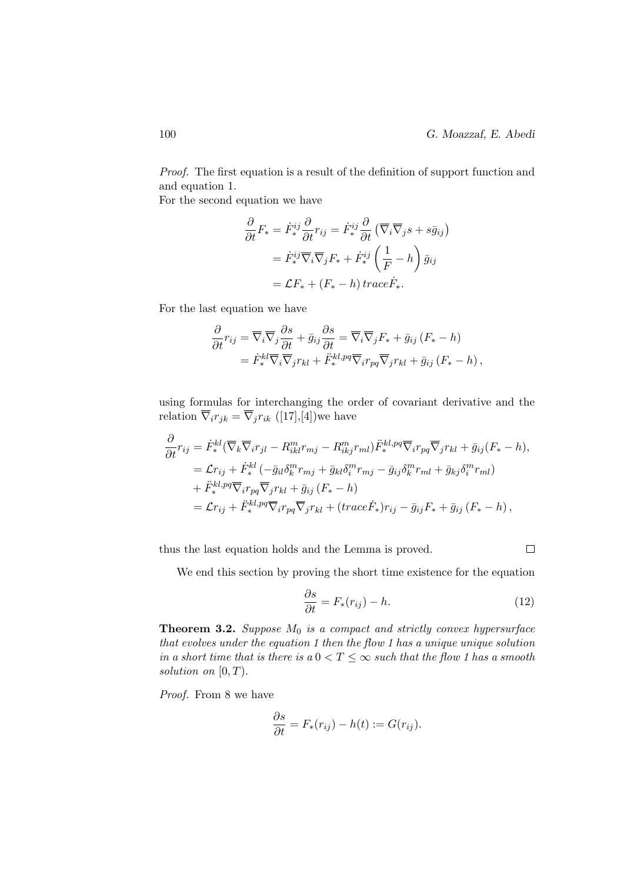*Proof.* The first equation is a result of the definition of support function and and equation 1.
For the second equation we have

$$
\begin{aligned}
\frac{\partial}{\partial t} F_* &= \dot{F}_*^{ij} \frac{\partial}{\partial t} r_{ij} = \dot{F}_*^{ij} \frac{\partial}{\partial t} \left( \overline{\nabla}_i \overline{\nabla}_j s + s \bar{g}_{ij} \right) \\
&= \dot{F}_*^{ij} \overline{\nabla}_i \overline{\nabla}_j F_* + \dot{F}_*^{ij} \left( \frac{1}{F} - h \right) \bar{g}_{ij} \\
&= \mathcal{L} F_* + (F_* - h)\, trace \dot{F}_*.
\end{aligned}
$$

For the last equation we have

$$
\begin{aligned}
\frac{\partial}{\partial t} r_{ij} &= \overline{\nabla}_i \overline{\nabla}_j \frac{\partial s}{\partial t} + \bar{g}_{ij} \frac{\partial s}{\partial t} = \overline{\nabla}_i \overline{\nabla}_j F_* + \bar{g}_{ij} \left( F_* - h \right) \\
&= \dot{F}_*^{kl} \overline{\nabla}_i \overline{\nabla}_j r_{kl} + \ddot{F}_*^{kl,pq} \overline{\nabla}_i r_{pq} \overline{\nabla}_j r_{kl} + \bar{g}_{ij} \left( F_* - h \right),
\end{aligned}
$$

using formulas for interchanging the order of covariant derivative and the relation $\overline{\nabla}_i r_{jk} = \overline{\nabla}_j r_{ik}$ ([17],[4])we have

$$
\begin{aligned}
\frac{\partial}{\partial t} r_{ij} &= \dot{F}_*^{kl} (\overline{\nabla}_k \overline{\nabla}_i r_{jl} - R^m_{ikl} r_{mj} - R^m_{ikj} r_{ml}) \ddot{F}_*^{kl,pq} \overline{\nabla}_i r_{pq} \overline{\nabla}_j r_{kl} + \bar{g}_{ij} (F_* - h), \\
&= \mathcal{L} r_{ij} + \dot{F}_*^{kl} \left( -\bar{g}_{il} \delta^m_k r_{mj} + \bar{g}_{kl} \delta^m_i r_{mj} - \bar{g}_{ij} \delta^m_k r_{ml} + \bar{g}_{kj} \delta^m_i r_{ml} \right) \\
&+ \ddot{F}_*^{kl,pq} \overline{\nabla}_i r_{pq} \overline{\nabla}_j r_{kl} + \bar{g}_{ij} \left( F_* - h \right) \\
&= \mathcal{L} r_{ij} + \ddot{F}_*^{kl,pq} \overline{\nabla}_i r_{pq} \overline{\nabla}_j r_{kl} + (trace \dot{F}_*) r_{ij} - \bar{g}_{ij} F_* + \bar{g}_{ij} \left( F_* - h \right),
\end{aligned}
$$

thus the last equation holds and the Lemma is proved. $\square$

We end this section by proving the short time existence for the equation

$$
\frac{\partial s}{\partial t} = F_*(r_{ij}) - h. \tag{12}
$$

**Theorem 3.2.** *Suppose $M_0$ is a compact and strictly convex hypersurface that evolves under the equation 1 then the flow 1 has a unique unique solution in a short time that is there is a $0 < T \leq \infty$ such that the flow 1 has a smooth solution on $[0, T)$.*

*Proof.* From 8 we have

$$
\frac{\partial s}{\partial t} = F_*(r_{ij}) - h(t) := G(r_{ij}).
$$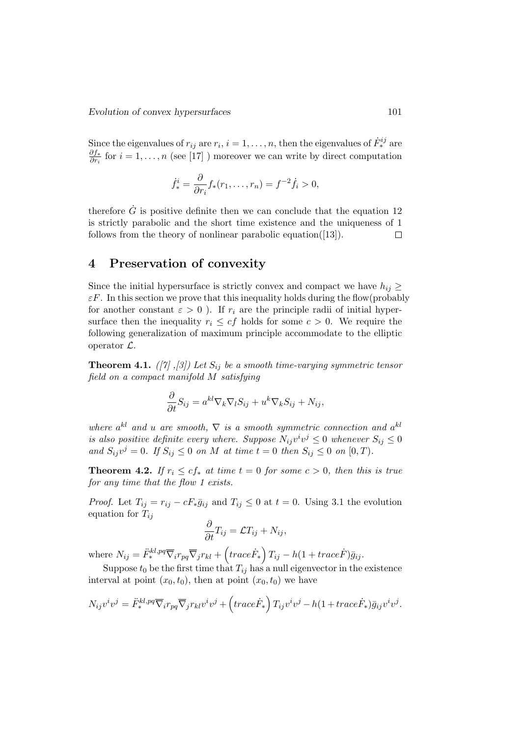Since the eigenvalues of $r_{ij}$ are $r_i$, $i = 1, \ldots, n$, then the eigenvalues of $\dot{F}_*^{ij}$ are $\frac{\partial f_*}{\partial r_i}$ for $i = 1, \ldots, n$ (see [17] ) moreover we can write by direct computation

$$\dot{f}_*^i = \frac{\partial}{\partial r_i} f_*(r_1, \ldots, r_n) = f^{-2} \dot{f}_i > 0,$$

therefore $\dot{G}$ is positive definite then we can conclude that the equation 12 is strictly parabolic and the short time existence and the uniqueness of 1 follows from the theory of nonlinear parabolic equation([13]). $\square$

## 4 Preservation of convexity

Since the initial hypersurface is strictly convex and compact we have $h_{ij} \geq \varepsilon F$. In this section we prove that this inequality holds during the flow(probably for another constant $\varepsilon > 0$ ). If $r_i$ are the principle radii of initial hypersurface then the inequality $r_i \leq cf$ holds for some $c > 0$. We require the following generalization of maximum principle accommodate to the elliptic operator $\mathcal{L}$.

**Theorem 4.1.** *([7] ,[3]) Let $S_{ij}$ be a smooth time-varying symmetric tensor field on a compact manifold $M$ satisfying*

$$\frac{\partial}{\partial t} S_{ij} = a^{kl} \nabla_k \nabla_l S_{ij} + u^k \nabla_k S_{ij} + N_{ij},$$

*where $a^{kl}$ and $u$ are smooth, $\nabla$ is a smooth symmetric connection and $a^{kl}$ is also positive definite every where. Suppose $N_{ij} v^i v^j \leq 0$ whenever $S_{ij} \leq 0$ and $S_{ij} v^j = 0$. If $S_{ij} \leq 0$ on $M$ at time $t = 0$ then $S_{ij} \leq 0$ on $[0, T)$.*

**Theorem 4.2.** *If $r_i \leq c f_*$ at time $t = 0$ for some $c > 0$, then this is true for any time that the flow 1 exists.*

*Proof.* Let $T_{ij} = r_{ij} - cF_* \bar{g}_{ij}$ and $T_{ij} \leq 0$ at $t = 0$. Using 3.1 the evolution equation for $T_{ij}$

$$\frac{\partial}{\partial t} T_{ij} = \mathcal{L} T_{ij} + N_{ij},$$

where $N_{ij} = \ddot{F}_*^{kl,pq} \overline{\nabla}_i r_{pq} \overline{\nabla}_j r_{kl} + \left( trace \dot{F}_* \right) T_{ij} - h(1 + trace \dot{F}) \bar{g}_{ij}$.

Suppose $t_0$ be the first time that $T_{ij}$ has a null eigenvector in the existence interval at point $(x_0, t_0)$, then at point $(x_0, t_0)$ we have

$$N_{ij} v^i v^j = \ddot{F}_*^{kl,pq} \overline{\nabla}_i r_{pq} \overline{\nabla}_j r_{kl} v^i v^j + \left( trace \dot{F}_* \right) T_{ij} v^i v^j - h(1 + trace \dot{F}_*) \bar{g}_{ij} v^i v^j.$$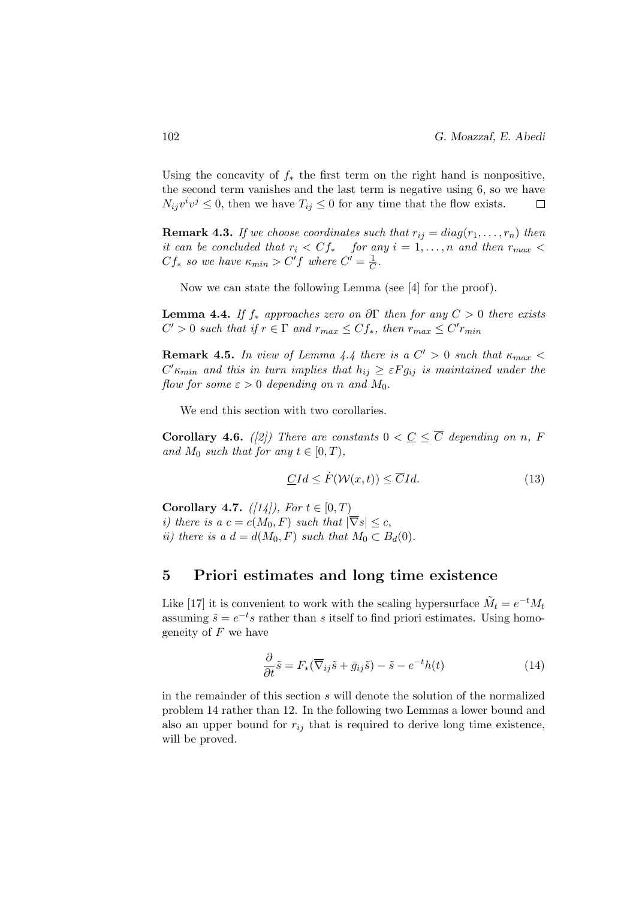Using the concavity of $f_*$ the first term on the right hand is nonpositive, the second term vanishes and the last term is negative using 6, so we have $N_{ij}v^iv^j \leq 0$, then we have $T_{ij} \leq 0$ for any time that the flow exists. $\square$

**Remark 4.3.** *If we choose coordinates such that $r_{ij} = diag(r_1, \ldots, r_n)$ then it can be concluded that $r_i < Cf_*$ for any $i = 1, \ldots, n$ and then $r_{max} < Cf_*$ so we have $\kappa_{min} > C'f$ where $C' = \frac{1}{C}$.*

Now we can state the following Lemma (see [4] for the proof).

**Lemma 4.4.** *If $f_*$ approaches zero on $\partial\Gamma$ then for any $C > 0$ there exists $C' > 0$ such that if $r \in \Gamma$ and $r_{max} \leq Cf_*$, then $r_{max} \leq C'r_{min}$*

**Remark 4.5.** *In view of Lemma 4.4 there is a $C' > 0$ such that $\kappa_{max} < C'\kappa_{min}$ and this in turn implies that $h_{ij} \geq \varepsilon F g_{ij}$ is maintained under the flow for some $\varepsilon > 0$ depending on $n$ and $M_0$.*

We end this section with two corollaries.

**Corollary 4.6.** *([2]) There are constants $0 < \underline{C} \leq \overline{C}$ depending on $n$, $F$ and $M_0$ such that for any $t \in [0, T)$,*

$$\underline{C}Id \leq \dot{F}(\mathcal{W}(x,t)) \leq \overline{C}Id. \tag{13}$$

**Corollary 4.7.** *([14]), For $t \in [0, T)$*
*i) there is a $c = c(M_0, F)$ such that $|\overline{\nabla} s| \leq c$,*
*ii) there is a $d = d(M_0, F)$ such that $M_0 \subset B_d(0)$.*

## 5 Priori estimates and long time existence

Like [17] it is convenient to work with the scaling hypersurface $\tilde{M}_t = e^{-t}M_t$ assuming $\tilde{s} = e^{-t}s$ rather than $s$ itself to find priori estimates. Using homogeneity of $F$ we have

$$\frac{\partial}{\partial t}\tilde{s} = F_*(\overline{\nabla}_{ij}\tilde{s} + \bar{g}_{ij}\tilde{s}) - \tilde{s} - e^{-t}h(t) \tag{14}$$

in the remainder of this section $s$ will denote the solution of the normalized problem 14 rather than 12. In the following two Lemmas a lower bound and also an upper bound for $r_{ij}$ that is required to derive long time existence, will be proved.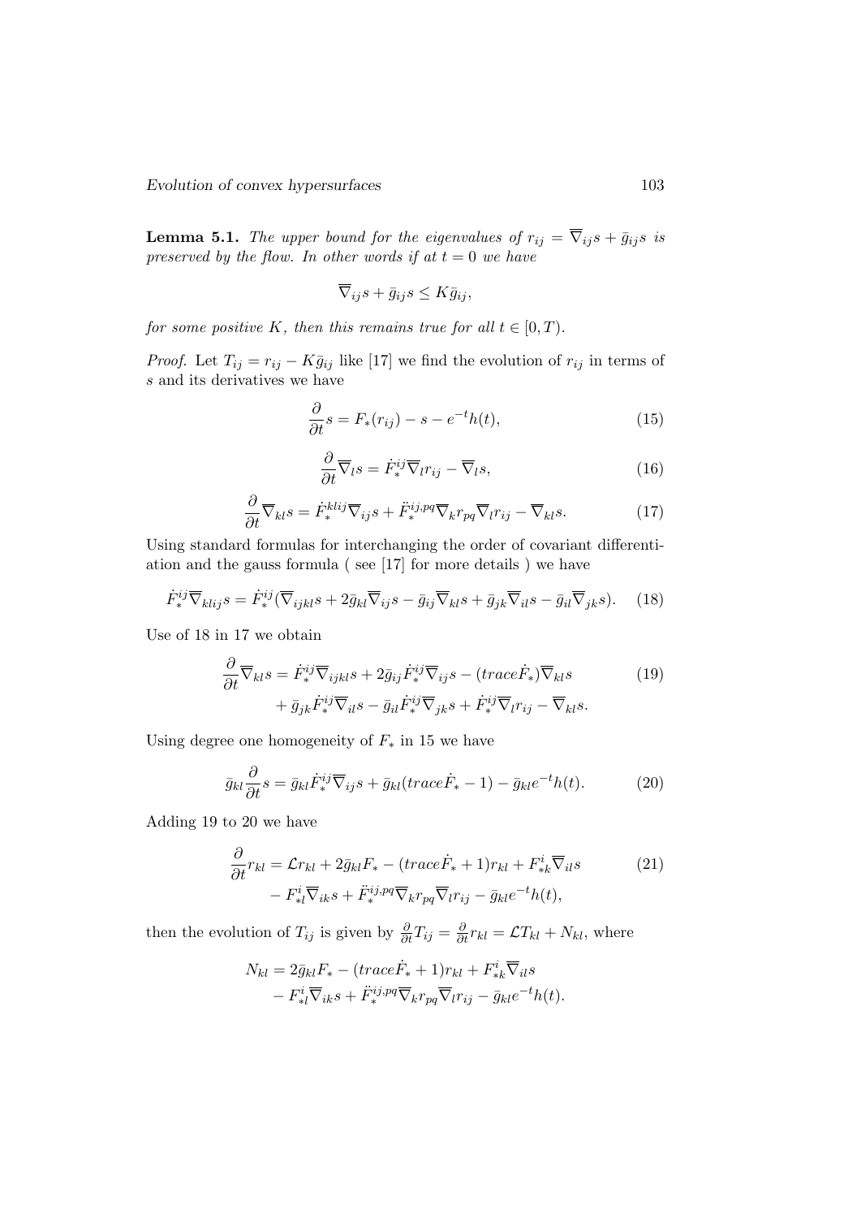**Lemma 5.1.** *The upper bound for the eigenvalues of $r_{ij} = \overline{\nabla}_{ij}s + \bar{g}_{ij}s$ is preserved by the flow. In other words if at $t = 0$ we have*

$$\overline{\nabla}_{ij}s + \bar{g}_{ij}s \leq K\bar{g}_{ij},$$

*for some positive $K$, then this remains true for all $t \in [0, T)$.*

*Proof.* Let $T_{ij} = r_{ij} - K\bar{g}_{ij}$ like [17] we find the evolution of $r_{ij}$ in terms of $s$ and its derivatives we have

$$\frac{\partial}{\partial t}s = F_*(r_{ij}) - s - e^{-t}h(t), \tag{15}$$

$$\frac{\partial}{\partial t}\overline{\nabla}_l s = \dot{F}_*^{ij}\overline{\nabla}_l r_{ij} - \overline{\nabla}_l s, \tag{16}$$

$$\frac{\partial}{\partial t}\overline{\nabla}_{kl}s = \dot{F}_*^{klij}\overline{\nabla}_{ij}s + \ddot{F}_*^{ij,pq}\overline{\nabla}_k r_{pq}\overline{\nabla}_l r_{ij} - \overline{\nabla}_{kl}s. \tag{17}$$

Using standard formulas for interchanging the order of covariant differentiation and the gauss formula ( see [17] for more details ) we have

$$\dot{F}_*^{ij}\overline{\nabla}_{klij}s = \dot{F}_*^{ij}(\overline{\nabla}_{ijkl}s + 2\bar{g}_{kl}\overline{\nabla}_{ij}s - \bar{g}_{ij}\overline{\nabla}_{kl}s + \bar{g}_{jk}\overline{\nabla}_{il}s - \bar{g}_{il}\overline{\nabla}_{jk}s). \tag{18}$$

Use of 18 in 17 we obtain

$$\begin{aligned}\frac{\partial}{\partial t}\overline{\nabla}_{kl}s &= \dot{F}_*^{ij}\overline{\nabla}_{ijkl}s + 2\bar{g}_{ij}\dot{F}_*^{ij}\overline{\nabla}_{ij}s - (trace\dot{F}_*)\overline{\nabla}_{kl}s \\ &\quad + \bar{g}_{jk}\dot{F}_*^{ij}\overline{\nabla}_{il}s - \bar{g}_{il}\dot{F}_*^{ij}\overline{\nabla}_{jk}s + \dot{F}_*^{ij}\overline{\nabla}_l r_{ij} - \overline{\nabla}_{kl}s.\end{aligned} \tag{19}$$

Using degree one homogeneity of $F_*$ in 15 we have

$$\bar{g}_{kl}\frac{\partial}{\partial t}s = \bar{g}_{kl}\dot{F}_*^{ij}\overline{\nabla}_{ij}s + \bar{g}_{kl}(trace\dot{F}_* - 1) - \bar{g}_{kl}e^{-t}h(t). \tag{20}$$

Adding 19 to 20 we have

$$\begin{aligned}\frac{\partial}{\partial t}r_{kl} &= \mathcal{L}r_{kl} + 2\bar{g}_{kl}F_* - (trace\dot{F}_* + 1)r_{kl} + F_{*k}^{i}\overline{\nabla}_{il}s \\ &\quad - F_{*l}^{i}\overline{\nabla}_{ik}s + \ddot{F}_*^{ij,pq}\overline{\nabla}_k r_{pq}\overline{\nabla}_l r_{ij} - \bar{g}_{kl}e^{-t}h(t),\end{aligned} \tag{21}$$

then the evolution of $T_{ij}$ is given by $\frac{\partial}{\partial t}T_{ij} = \frac{\partial}{\partial t}r_{kl} = \mathcal{L}T_{kl} + N_{kl}$, where

$$\begin{aligned}N_{kl} &= 2\bar{g}_{kl}F_* - (trace\dot{F}_* + 1)r_{kl} + F_{*k}^{i}\overline{\nabla}_{il}s \\ &\quad - F_{*l}^{i}\overline{\nabla}_{ik}s + \ddot{F}_*^{ij,pq}\overline{\nabla}_k r_{pq}\overline{\nabla}_l r_{ij} - \bar{g}_{kl}e^{-t}h(t).\end{aligned}$$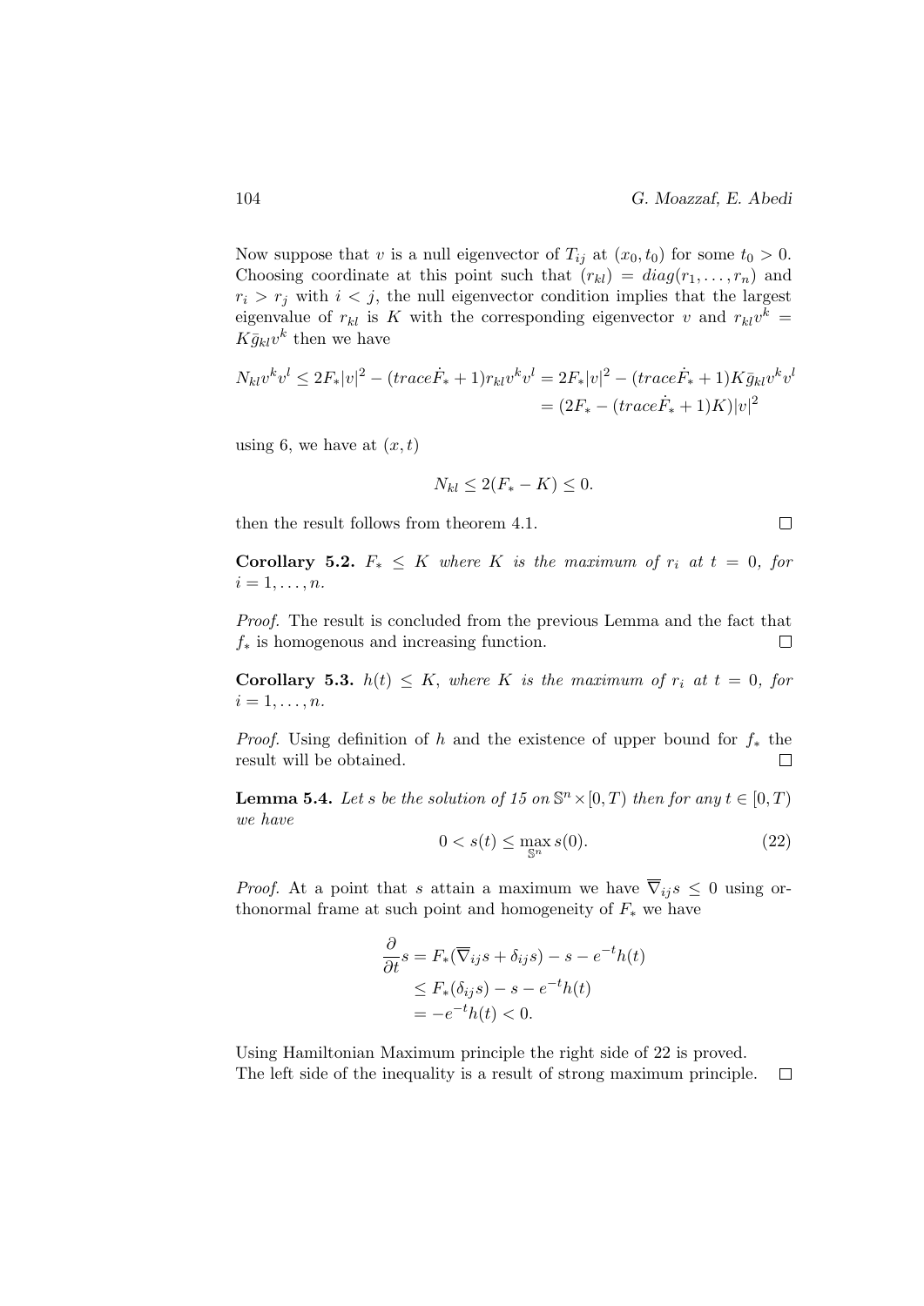Now suppose that $v$ is a null eigenvector of $T_{ij}$ at $(x_0, t_0)$ for some $t_0 > 0$. Choosing coordinate at this point such that $(r_{kl}) = diag(r_1, \ldots, r_n)$ and $r_i > r_j$ with $i < j$, the null eigenvector condition implies that the largest eigenvalue of $r_{kl}$ is $K$ with the corresponding eigenvector $v$ and $r_{kl}v^k = K\bar{g}_{kl}v^k$ then we have

$$N_{kl}v^k v^l \leq 2F_*|v|^2 - (trace\dot{F}_* + 1)r_{kl}v^k v^l = 2F_*|v|^2 - (trace\dot{F}_* + 1)K\bar{g}_{kl}v^k v^l$$
$$= (2F_* - (trace\dot{F}_* + 1)K)|v|^2$$

using 6, we have at $(x, t)$

$$N_{kl} \leq 2(F_* - K) \leq 0.$$

then the result follows from theorem 4.1. $\square$

**Corollary 5.2.** *$F_* \leq K$ where $K$ is the maximum of $r_i$ at $t = 0$, for $i = 1, \ldots, n$.*

*Proof.* The result is concluded from the previous Lemma and the fact that $f_*$ is homogenous and increasing function. $\square$

**Corollary 5.3.** *$h(t) \leq K$, where $K$ is the maximum of $r_i$ at $t = 0$, for $i = 1, \ldots, n$.*

*Proof.* Using definition of $h$ and the existence of upper bound for $f_*$ the result will be obtained. $\square$

**Lemma 5.4.** *Let $s$ be the solution of 15 on $\mathbb{S}^n \times [0, T)$ then for any $t \in [0, T)$ we have*

$$0 < s(t) \leq \max_{\mathbb{S}^n} s(0). \tag{22}$$

*Proof.* At a point that $s$ attain a maximum we have $\overline{\nabla}_{ij}s \leq 0$ using orthonormal frame at such point and homogeneity of $F_*$ we have

$$\begin{aligned}
\frac{\partial}{\partial t}s &= F_*(\overline{\nabla}_{ij}s + \delta_{ij}s) - s - e^{-t}h(t) \\
&\leq F_*(\delta_{ij}s) - s - e^{-t}h(t) \\
&= -e^{-t}h(t) < 0.
\end{aligned}$$

Using Hamiltonian Maximum principle the right side of 22 is proved. The left side of the inequality is a result of strong maximum principle. $\square$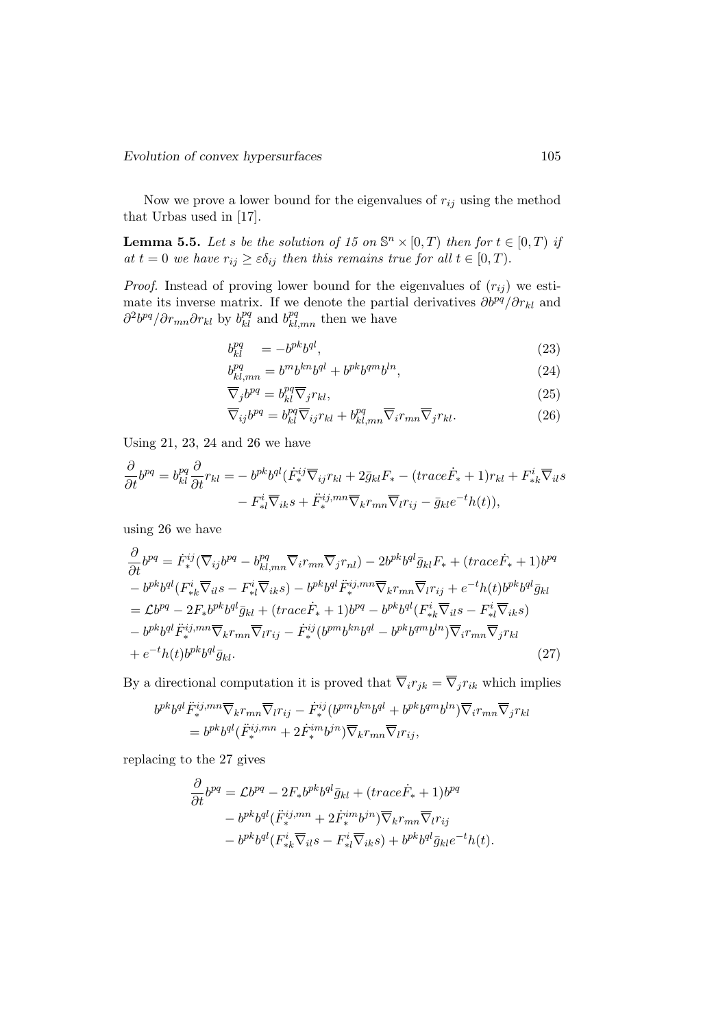Now we prove a lower bound for the eigenvalues of $r_{ij}$ using the method that Urbas used in [17].

**Lemma 5.5.** *Let $s$ be the solution of 15 on $\mathbb{S}^n \times [0,T)$ then for $t \in [0,T)$ if at $t=0$ we have $r_{ij} \geq \varepsilon \delta_{ij}$ then this remains true for all $t \in [0,T)$.*

*Proof.* Instead of proving lower bound for the eigenvalues of $(r_{ij})$ we estimate its inverse matrix. If we denote the partial derivatives $\partial b^{pq}/\partial r_{kl}$ and $\partial^2 b^{pq}/\partial r_{mn}\partial r_{kl}$ by $b^{pq}_{kl}$ and $b^{pq}_{kl,mn}$ then we have

$$b^{pq}_{kl} \quad = -b^{pk}b^{ql}, \tag{23}$$

$$b^{pq}_{kl,mn} = b^{m}b^{kn}b^{ql} + b^{pk}b^{qm}b^{ln}, \tag{24}$$

$$\overline{\nabla}_j b^{pq} = b^{pq}_{kl}\overline{\nabla}_j r_{kl}, \tag{25}$$

$$\overline{\nabla}_{ij} b^{pq} = b^{pq}_{kl}\overline{\nabla}_{ij} r_{kl} + b^{pq}_{kl,mn}\overline{\nabla}_i r_{mn}\overline{\nabla}_j r_{kl}. \tag{26}$$

Using 21, 23, 24 and 26 we have

$$\begin{aligned}
\frac{\partial}{\partial t} b^{pq} = b^{pq}_{kl}\frac{\partial}{\partial t} r_{kl} = &-b^{pk}b^{ql}(\dot{F}^{ij}_{*}\overline{\nabla}_{ij} r_{kl} + 2\bar{g}_{kl}F_{*} - (trace\dot{F}_{*}+1)r_{kl} + F^{i}_{*k}\overline{\nabla}_{il}s \\
&- F^{i}_{*l}\overline{\nabla}_{ik}s + \ddot{F}^{ij,mn}_{*}\overline{\nabla}_k r_{mn}\overline{\nabla}_l r_{ij} - \bar{g}_{kl}e^{-t}h(t)),
\end{aligned}$$

using 26 we have

$$\begin{aligned}
\frac{\partial}{\partial t} b^{pq} &= \dot{F}^{ij}_{*}(\overline{\nabla}_{ij} b^{pq} - b^{pq}_{kl,mn}\overline{\nabla}_i r_{mn}\overline{\nabla}_j r_{nl}) - 2b^{pk}b^{ql}\bar{g}_{kl}F_{*} + (trace\dot{F}_{*}+1)b^{pq} \\
&- b^{pk}b^{ql}(F^{i}_{*k}\overline{\nabla}_{il}s - F^{i}_{*l}\overline{\nabla}_{ik}s) - b^{pk}b^{ql}\ddot{F}^{ij,mn}_{*}\overline{\nabla}_k r_{mn}\overline{\nabla}_l r_{ij} + e^{-t}h(t)b^{pk}b^{ql}\bar{g}_{kl} \\
&= \mathcal{L}b^{pq} - 2F_{*}b^{pk}b^{ql}\bar{g}_{kl} + (trace\dot{F}_{*}+1)b^{pq} - b^{pk}b^{ql}(F^{i}_{*k}\overline{\nabla}_{il}s - F^{i}_{*l}\overline{\nabla}_{ik}s) \\
&- b^{pk}b^{ql}\ddot{F}^{ij,mn}_{*}\overline{\nabla}_k r_{mn}\overline{\nabla}_l r_{ij} - \dot{F}^{ij}_{*}(b^{pm}b^{kn}b^{ql} - b^{pk}b^{qm}b^{ln})\overline{\nabla}_i r_{mn}\overline{\nabla}_j r_{kl} \\
&+ e^{-t}h(t)b^{pk}b^{ql}\bar{g}_{kl}.
\end{aligned} \tag{27}$$

By a directional computation it is proved that $\overline{\nabla}_i r_{jk} = \overline{\nabla}_j r_{ik}$ which implies

$$\begin{aligned}
&b^{pk}b^{ql}\ddot{F}^{ij,mn}_{*}\overline{\nabla}_k r_{mn}\overline{\nabla}_l r_{ij} - \dot{F}^{ij}_{*}(b^{pm}b^{kn}b^{ql} + b^{pk}b^{qm}b^{ln})\overline{\nabla}_i r_{mn}\overline{\nabla}_j r_{kl} \\
&\quad = b^{pk}b^{ql}(\ddot{F}^{ij,mn}_{*} + 2\dot{F}^{im}_{*}b^{jn})\overline{\nabla}_k r_{mn}\overline{\nabla}_l r_{ij},
\end{aligned}$$

replacing to the 27 gives

$$\begin{aligned}
\frac{\partial}{\partial t} b^{pq} &= \mathcal{L}b^{pq} - 2F_{*}b^{pk}b^{ql}\bar{g}_{kl} + (trace\dot{F}_{*}+1)b^{pq} \\
&- b^{pk}b^{ql}(\ddot{F}^{ij,mn}_{*} + 2\dot{F}^{im}_{*}b^{jn})\overline{\nabla}_k r_{mn}\overline{\nabla}_l r_{ij} \\
&- b^{pk}b^{ql}(F^{i}_{*k}\overline{\nabla}_{il}s - F^{i}_{*l}\overline{\nabla}_{ik}s) + b^{pk}b^{ql}\bar{g}_{kl}e^{-t}h(t).
\end{aligned}$$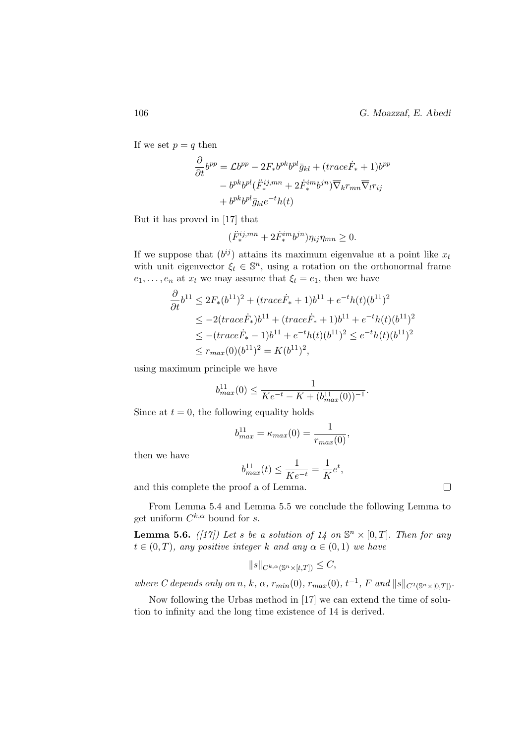If we set $p = q$ then

$$
\begin{aligned}
\frac{\partial}{\partial t} b^{pp} &= \mathcal{L} b^{pp} - 2F_* b^{pk} b^{pl} \bar{g}_{kl} + (trace\dot{F}_* + 1) b^{pp} \\
&- b^{pk} b^{pl} (\ddot{F}_*^{ij,mn} + 2\dot{F}_*^{im} b^{jn}) \overline{\nabla}_k r_{mn} \overline{\nabla}_l r_{ij} \\
&+ b^{pk} b^{pl} \bar{g}_{kl} e^{-t} h(t)
\end{aligned}
$$

But it has proved in [17] that

$$
(\ddot{F}_*^{ij,mn} + 2\dot{F}_*^{im} b^{jn}) \eta_{ij} \eta_{mn} \geq 0.
$$

If we suppose that $(b^{ij})$ attains its maximum eigenvalue at a point like $x_t$ with unit eigenvector $\xi_t \in \mathbb{S}^n$, using a rotation on the orthonormal frame $e_1, \ldots, e_n$ at $x_t$ we may assume that $\xi_t = e_1$, then we have

$$
\begin{aligned}
\frac{\partial}{\partial t} b^{11} &\leq 2F_* (b^{11})^2 + (trace\dot{F}_* + 1) b^{11} + e^{-t} h(t) (b^{11})^2 \\
&\leq -2(trace\dot{F}_*) b^{11} + (trace\dot{F}_* + 1) b^{11} + e^{-t} h(t) (b^{11})^2 \\
&\leq -(trace\dot{F}_* - 1) b^{11} + e^{-t} h(t) (b^{11})^2 \leq e^{-t} h(t) (b^{11})^2 \\
&\leq r_{max}(0) (b^{11})^2 = K (b^{11})^2,
\end{aligned}
$$

using maximum principle we have

$$
b^{11}_{max}(0) \leq \frac{1}{Ke^{-t} - K + (b^{11}_{max}(0))^{-1}}.
$$

Since at $t = 0$, the following equality holds

$$
b^{11}_{max} = \kappa_{max}(0) = \frac{1}{r_{max}(0)},
$$

then we have

$$
b^{11}_{max}(t) \leq \frac{1}{Ke^{-t}} = \frac{1}{K} e^t,
$$

and this complete the proof a of Lemma. $\square$

From Lemma 5.4 and Lemma 5.5 we conclude the following Lemma to get uniform $C^{k,\alpha}$ bound for $s$.

**Lemma 5.6.** *([17]) Let $s$ be a solution of 14 on $\mathbb{S}^n \times [0, T]$. Then for any $t \in (0, T)$, any positive integer $k$ and any $\alpha \in (0, 1)$ we have*

$$
\|s\|_{C^{k,\alpha}(\mathbb{S}^n \times [t,T])} \leq C,
$$

*where $C$ depends only on $n$, $k$, $\alpha$, $r_{min}(0)$, $r_{max}(0)$, $t^{-1}$, $F$ and $\|s\|_{C^2(\mathbb{S}^n \times [0,T])}$.*

Now following the Urbas method in [17] we can extend the time of solution to infinity and the long time existence of 14 is derived.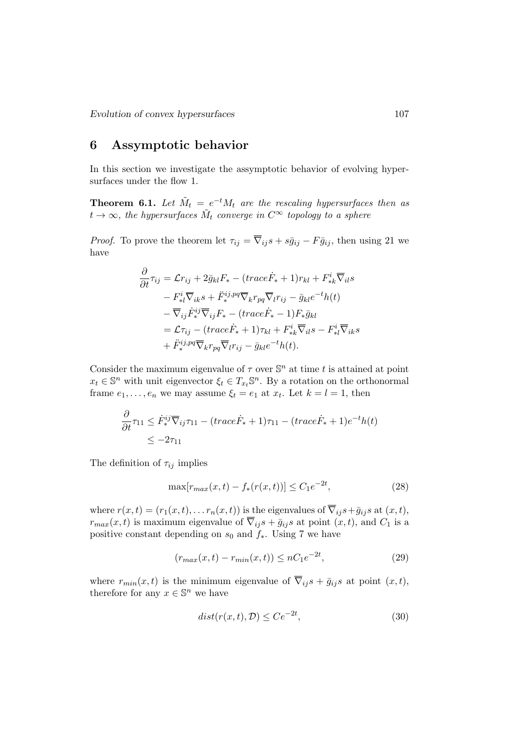## 6 Assymptotic behavior

In this section we investigate the assymptotic behavior of evolving hypersurfaces under the flow 1.

**Theorem 6.1.** *Let $\tilde{M}_t = e^{-t}M_t$ are the rescaling hypersurfaces then as $t \to \infty$, the hypersurfaces $\tilde{M}_t$ converge in $C^\infty$ topology to a sphere*

*Proof.* To prove the theorem let $\tau_{ij} = \overline{\nabla}_{ij}s + s\bar{g}_{ij} - F\bar{g}_{ij}$, then using 21 we have

$$
\begin{aligned}
\frac{\partial}{\partial t}\tau_{ij} &= \mathcal{L}r_{ij} + 2\bar{g}_{kl}F_* - (trace\dot{F}_* + 1)r_{kl} + F^i_{*k}\overline{\nabla}_{il}s \\
&\quad - F^i_{*l}\overline{\nabla}_{ik}s + \ddot{F}^{ij,pq}_*\overline{\nabla}_k r_{pq}\overline{\nabla}_l r_{ij} - \bar{g}_{kl}e^{-t}h(t) \\
&\quad - \overline{\nabla}_{ij}\dot{F}^{ij}_*\overline{\nabla}_{ij}F_* - (trace\dot{F}_* - 1)F_*\bar{g}_{kl} \\
&= \mathcal{L}\tau_{ij} - (trace\dot{F}_* + 1)\tau_{kl} + F^i_{*k}\overline{\nabla}_{il}s - F^i_{*l}\overline{\nabla}_{ik}s \\
&\quad + \ddot{F}^{ij,pq}_*\overline{\nabla}_k r_{pq}\overline{\nabla}_l r_{ij} - \bar{g}_{kl}e^{-t}h(t).
\end{aligned}
$$

Consider the maximum eigenvalue of $\tau$ over $\mathbb{S}^n$ at time $t$ is attained at point $x_t \in \mathbb{S}^n$ with unit eigenvector $\xi_t \in T_{x_t}\mathbb{S}^n$. By a rotation on the orthonormal frame $e_1, \ldots, e_n$ we may assume $\xi_t = e_1$ at $x_t$. Let $k = l = 1$, then

$$
\begin{aligned}
\frac{\partial}{\partial t}\tau_{11} &\leq \dot{F}^{ij}_*\overline{\nabla}_{ij}\tau_{11} - (trace\dot{F}_* + 1)\tau_{11} - (trace\dot{F}_* + 1)e^{-t}h(t) \\
&\leq -2\tau_{11}
\end{aligned}
$$

The definition of $\tau_{ij}$ implies

$$
\max[r_{max}(x,t) - f_*(r(x,t))] \leq C_1 e^{-2t}, \tag{28}
$$

where $r(x,t) = (r_1(x,t), \ldots r_n(x,t))$ is the eigenvalues of $\overline{\nabla}_{ij}s + \bar{g}_{ij}s$ at $(x,t)$, $r_{max}(x,t)$ is maximum eigenvalue of $\overline{\nabla}_{ij}s + \bar{g}_{ij}s$ at point $(x,t)$, and $C_1$ is a positive constant depending on $s_0$ and $f_*$. Using 7 we have

$$
(r_{max}(x,t) - r_{min}(x,t)) \leq nC_1 e^{-2t}, \tag{29}
$$

where $r_{min}(x,t)$ is the minimum eigenvalue of $\overline{\nabla}_{ij}s + \bar{g}_{ij}s$ at point $(x,t)$, therefore for any $x \in \mathbb{S}^n$ we have

$$
dist(r(x,t), \mathcal{D}) \leq Ce^{-2t}, \tag{30}
$$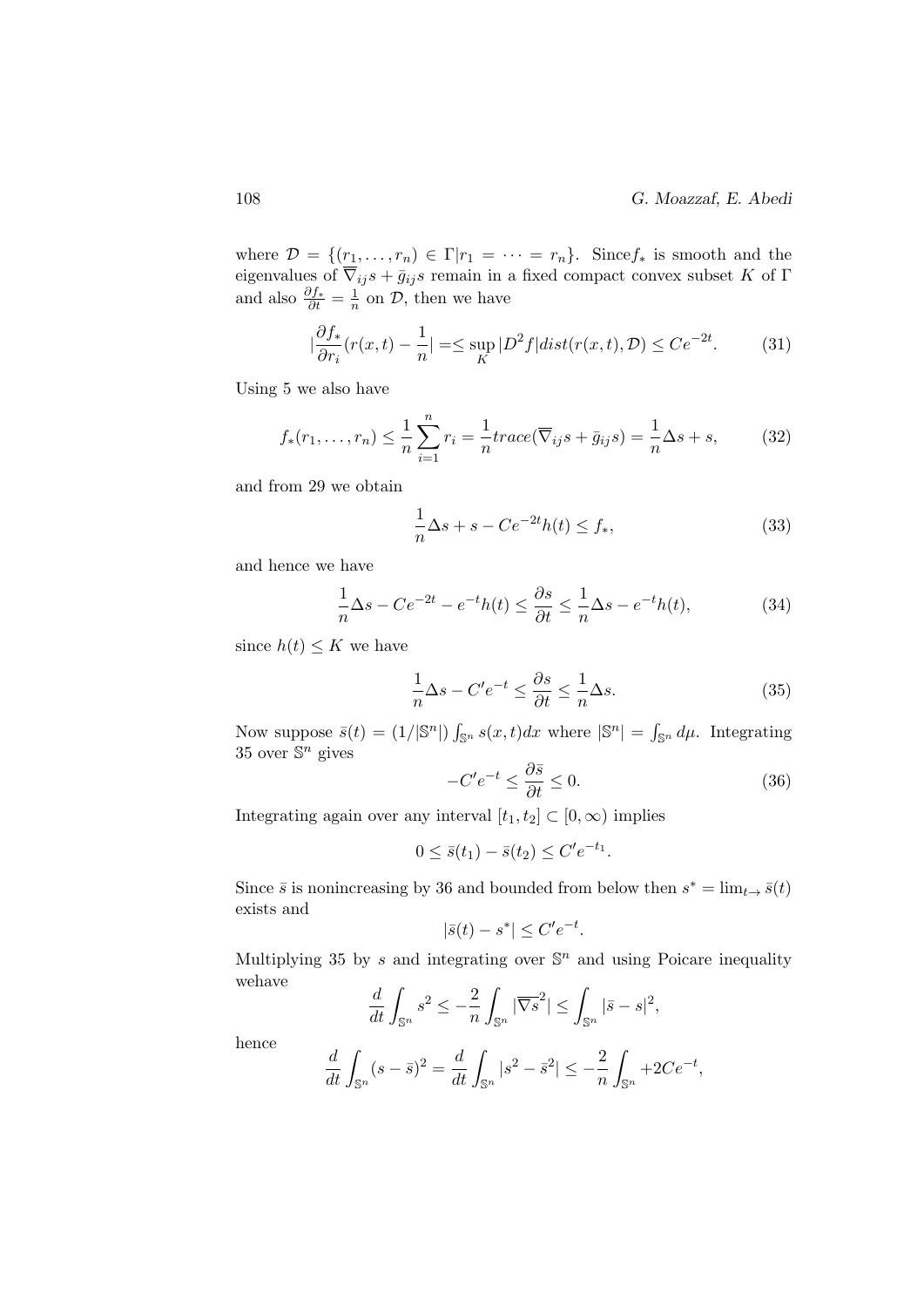where $\mathcal{D} = \{(r_1, \ldots, r_n) \in \Gamma | r_1 = \cdots = r_n\}$. Since$f_*$ is smooth and the eigenvalues of $\overline{\nabla}_{ij}s + \bar{g}_{ij}s$ remain in a fixed compact convex subset $K$ of $\Gamma$ and also $\frac{\partial f_*}{\partial t} = \frac{1}{n}$ on $\mathcal{D}$, then we have

$$|\frac{\partial f_*}{\partial r_i}(r(x,t) - \frac{1}{n}| = \leq \sup_K |D^2 f| dist(r(x,t), \mathcal{D}) \leq Ce^{-2t}. \tag{31}$$

Using 5 we also have

$$f_*(r_1, \ldots, r_n) \leq \frac{1}{n}\sum_{i=1}^{n} r_i = \frac{1}{n} trace(\overline{\nabla}_{ij}s + \bar{g}_{ij}s) = \frac{1}{n}\Delta s + s, \tag{32}$$

and from 29 we obtain

$$\frac{1}{n}\Delta s + s - Ce^{-2t}h(t) \leq f_*, \tag{33}$$

and hence we have

$$\frac{1}{n}\Delta s - Ce^{-2t} - e^{-t}h(t) \leq \frac{\partial s}{\partial t} \leq \frac{1}{n}\Delta s - e^{-t}h(t), \tag{34}$$

since $h(t) \leq K$ we have

$$\frac{1}{n}\Delta s - C'e^{-t} \leq \frac{\partial s}{\partial t} \leq \frac{1}{n}\Delta s. \tag{35}$$

Now suppose $\bar{s}(t) = (1/|\mathbb{S}^n|)\int_{\mathbb{S}^n} s(x,t)dx$ where $|\mathbb{S}^n| = \int_{\mathbb{S}^n} d\mu$. Integrating 35 over $\mathbb{S}^n$ gives

$$-C'e^{-t} \leq \frac{\partial \bar{s}}{\partial t} \leq 0. \tag{36}$$

Integrating again over any interval $[t_1, t_2] \subset [0, \infty)$ implies

$$0 \leq \bar{s}(t_1) - \bar{s}(t_2) \leq C'e^{-t_1}.$$

Since $\bar{s}$ is nonincreasing by 36 and bounded from below then $s^* = \lim_{t\to} \bar{s}(t)$ exists and

$$|\bar{s}(t) - s^*| \leq C'e^{-t}.$$

Multiplying 35 by $s$ and integrating over $\mathbb{S}^n$ and using Poicare inequality wehave

$$\frac{d}{dt}\int_{\mathbb{S}^n} s^2 \leq -\frac{2}{n}\int_{\mathbb{S}^n} |\overline{\nabla s}^2| \leq \int_{\mathbb{S}^n} |\bar{s} - s|^2,$$

hence

$$\frac{d}{dt}\int_{\mathbb{S}^n} (s - \bar{s})^2 = \frac{d}{dt}\int_{\mathbb{S}^n} |s^2 - \bar{s}^2| \leq -\frac{2}{n}\int_{\mathbb{S}^n} +2Ce^{-t},$$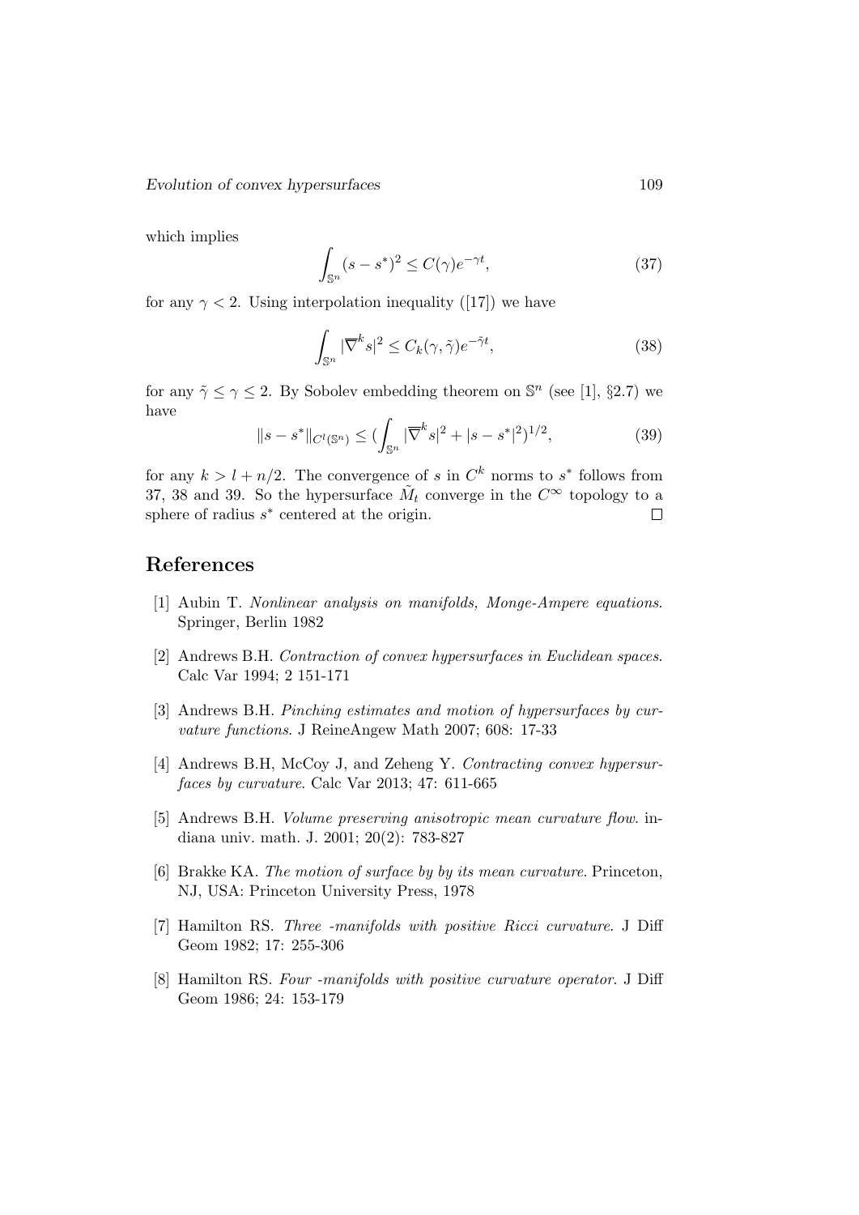which implies

$$\int_{\mathbb{S}^n} (s - s^*)^2 \leq C(\gamma) e^{-\gamma t}, \tag{37}$$

for any $\gamma < 2$. Using interpolation inequality ([17]) we have

$$\int_{\mathbb{S}^n} |\overline{\nabla}^k s|^2 \leq C_k(\gamma, \tilde{\gamma}) e^{-\tilde{\gamma} t}, \tag{38}$$

for any $\tilde{\gamma} \leq \gamma \leq 2$. By Sobolev embedding theorem on $\mathbb{S}^n$ (see [1], §2.7) we have

$$\|s - s^*\|_{C^l(\mathbb{S}^n)} \leq (\int_{\mathbb{S}^n} |\overline{\nabla}^k s|^2 + |s - s^*|^2)^{1/2}, \tag{39}$$

for any $k > l + n/2$. The convergence of $s$ in $C^k$ norms to $s^*$ follows from 37, 38 and 39. So the hypersurface $\tilde{M}_t$ converge in the $C^\infty$ topology to a sphere of radius $s^*$ centered at the origin. □

## References

[1] Aubin T. *Nonlinear analysis on manifolds, Monge-Ampere equations*. Springer, Berlin 1982

[2] Andrews B.H. *Contraction of convex hypersurfaces in Euclidean spaces*. Calc Var 1994; 2 151-171

[3] Andrews B.H. *Pinching estimates and motion of hypersurfaces by curvature functions*. J ReineAngew Math 2007; 608: 17-33

[4] Andrews B.H, McCoy J, and Zeheng Y. *Contracting convex hypersurfaces by curvature*. Calc Var 2013; 47: 611-665

[5] Andrews B.H. *Volume preserving anisotropic mean curvature flow*. indiana univ. math. J. 2001; 20(2): 783-827

[6] Brakke KA. *The motion of surface by by its mean curvature*. Princeton, NJ, USA: Princeton University Press, 1978

[7] Hamilton RS. *Three -manifolds with positive Ricci curvature*. J Diff Geom 1982; 17: 255-306

[8] Hamilton RS. *Four -manifolds with positive curvature operator*. J Diff Geom 1986; 24: 153-179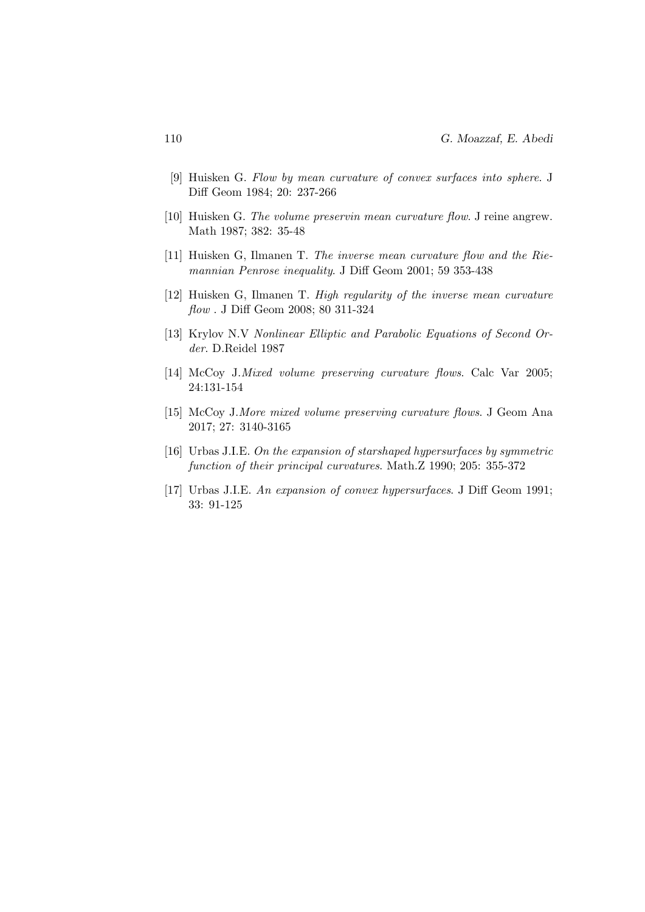[9] Huisken G. *Flow by mean curvature of convex surfaces into sphere*. J Diff Geom 1984; 20: 237-266

[10] Huisken G. *The volume preservin mean curvature flow*. J reine angrew. Math 1987; 382: 35-48

[11] Huisken G, Ilmanen T. *The inverse mean curvature flow and the Riemannian Penrose inequality*. J Diff Geom 2001; 59 353-438

[12] Huisken G, Ilmanen T. *High regularity of the inverse mean curvature flow* . J Diff Geom 2008; 80 311-324

[13] Krylov N.V *Nonlinear Elliptic and Parabolic Equations of Second Order*. D.Reidel 1987

[14] McCoy J.*Mixed volume preserving curvature flows*. Calc Var 2005; 24:131-154

[15] McCoy J.*More mixed volume preserving curvature flows*. J Geom Ana 2017; 27: 3140-3165

[16] Urbas J.I.E. *On the expansion of starshaped hypersurfaces by symmetric function of their principal curvatures*. Math.Z 1990; 205: 355-372

[17] Urbas J.I.E. *An expansion of convex hypersurfaces*. J Diff Geom 1991; 33: 91-125